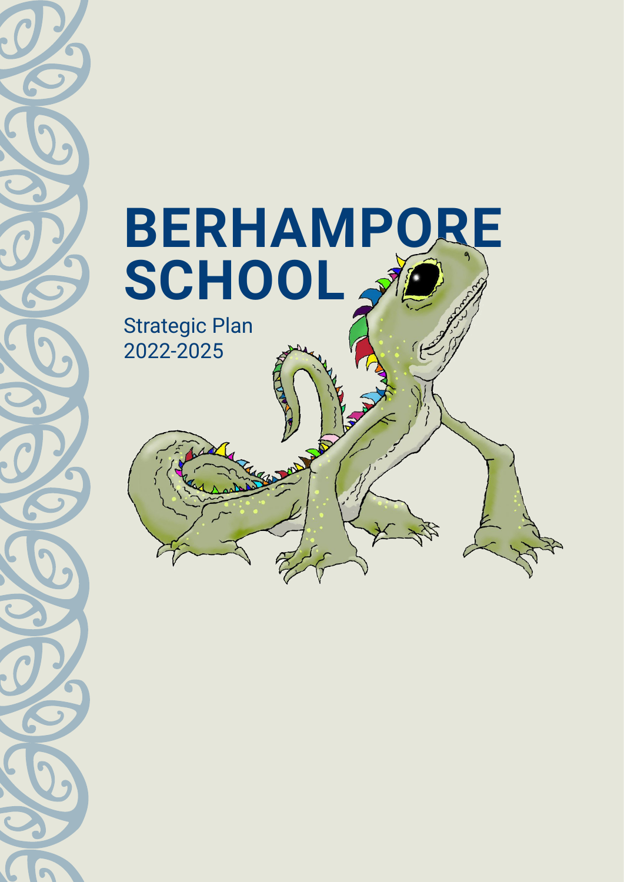# BERHAMPORE SCHOOL

Strategic Plan
2022-2025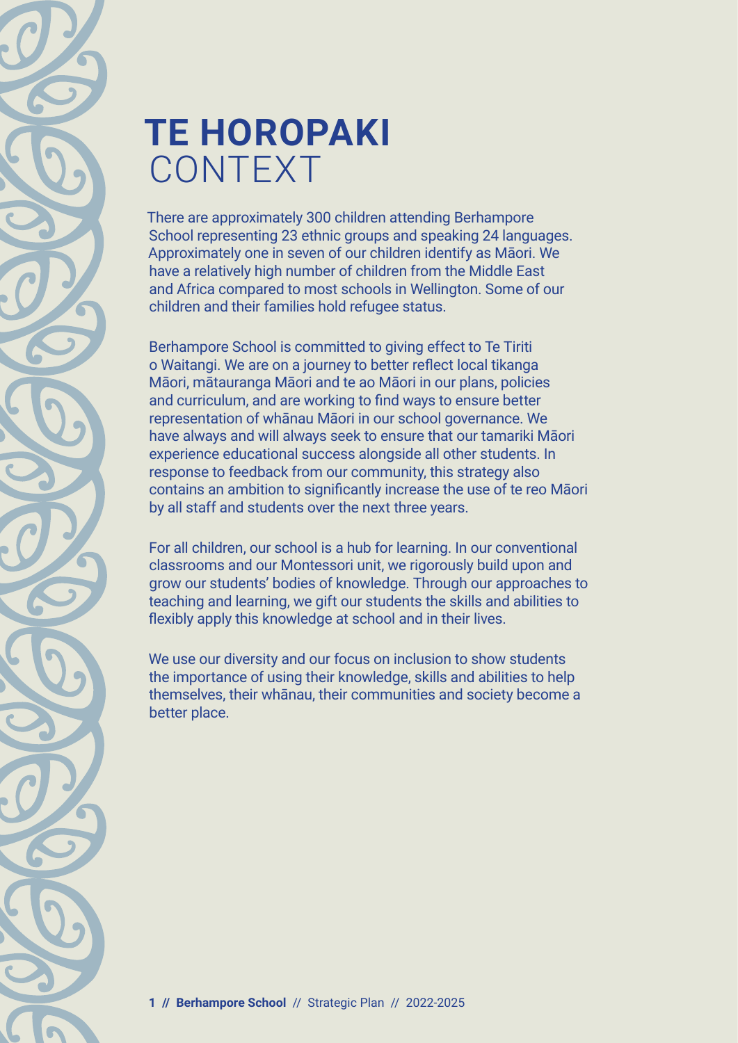# TE HOROPAKI
## CONTEXT

There are approximately 300 children attending Berhampore School representing 23 ethnic groups and speaking 24 languages. Approximately one in seven of our children identify as Māori. We have a relatively high number of children from the Middle East and Africa compared to most schools in Wellington. Some of our children and their families hold refugee status.

Berhampore School is committed to giving effect to Te Tiriti o Waitangi. We are on a journey to better reflect local tikanga Māori, mātauranga Māori and te ao Māori in our plans, policies and curriculum, and are working to find ways to ensure better representation of whānau Māori in our school governance. We have always and will always seek to ensure that our tamariki Māori experience educational success alongside all other students. In response to feedback from our community, this strategy also contains an ambition to significantly increase the use of te reo Māori by all staff and students over the next three years.

For all children, our school is a hub for learning. In our conventional classrooms and our Montessori unit, we rigorously build upon and grow our students' bodies of knowledge. Through our approaches to teaching and learning, we gift our students the skills and abilities to flexibly apply this knowledge at school and in their lives.

We use our diversity and our focus on inclusion to show students the importance of using their knowledge, skills and abilities to help themselves, their whānau, their communities and society become a better place.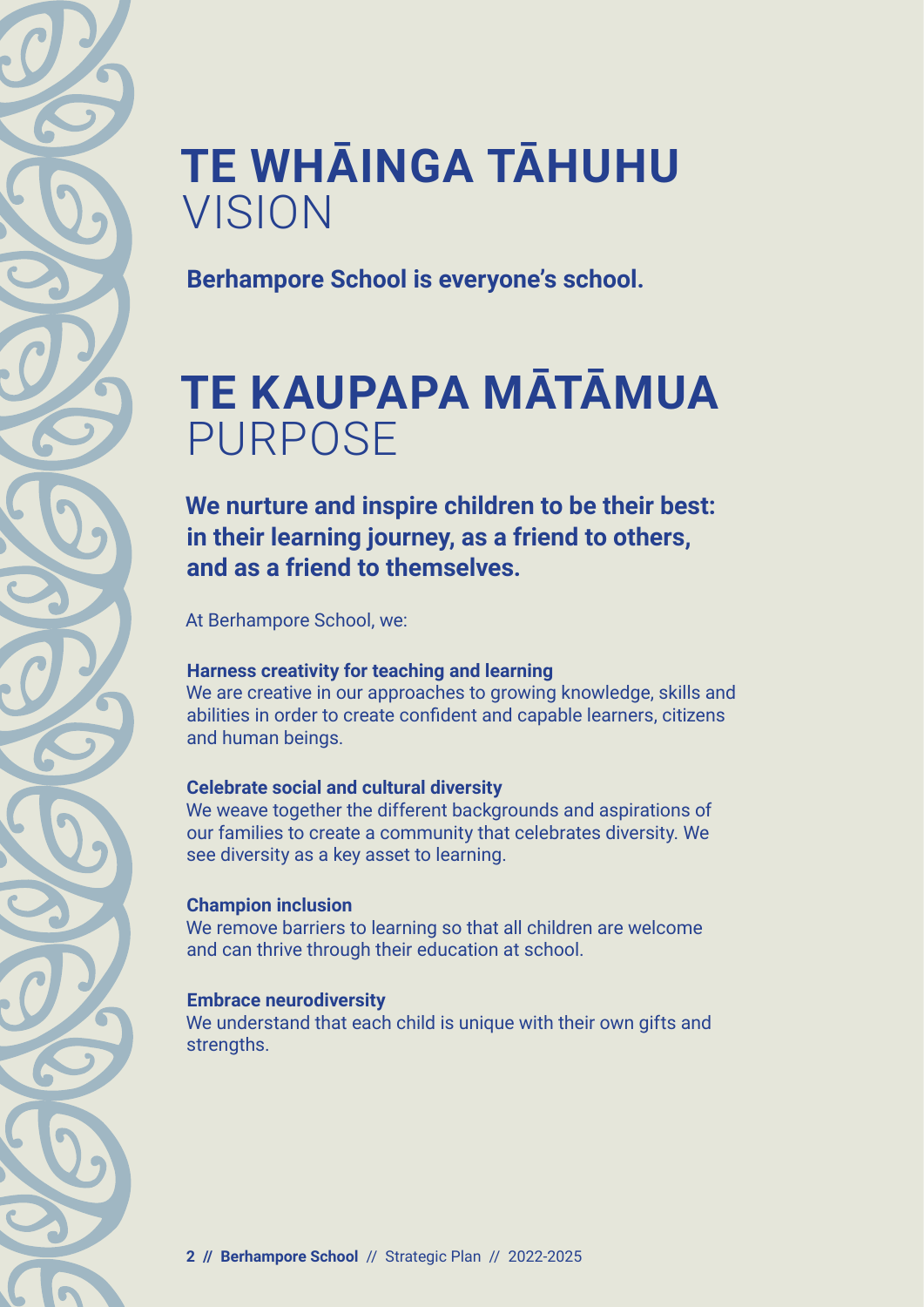# TE WHĀINGA TĀHUHU
VISION

**Berhampore School is everyone's school.**

# TE KAUPAPA MĀTĀMUA
PURPOSE

**We nurture and inspire children to be their best: in their learning journey, as a friend to others, and as a friend to themselves.**

At Berhampore School, we:

**Harness creativity for teaching and learning**
We are creative in our approaches to growing knowledge, skills and abilities in order to create confident and capable learners, citizens and human beings.

**Celebrate social and cultural diversity**
We weave together the different backgrounds and aspirations of our families to create a community that celebrates diversity. We see diversity as a key asset to learning.

**Champion inclusion**
We remove barriers to learning so that all children are welcome and can thrive through their education at school.

**Embrace neurodiversity**
We understand that each child is unique with their own gifts and strengths.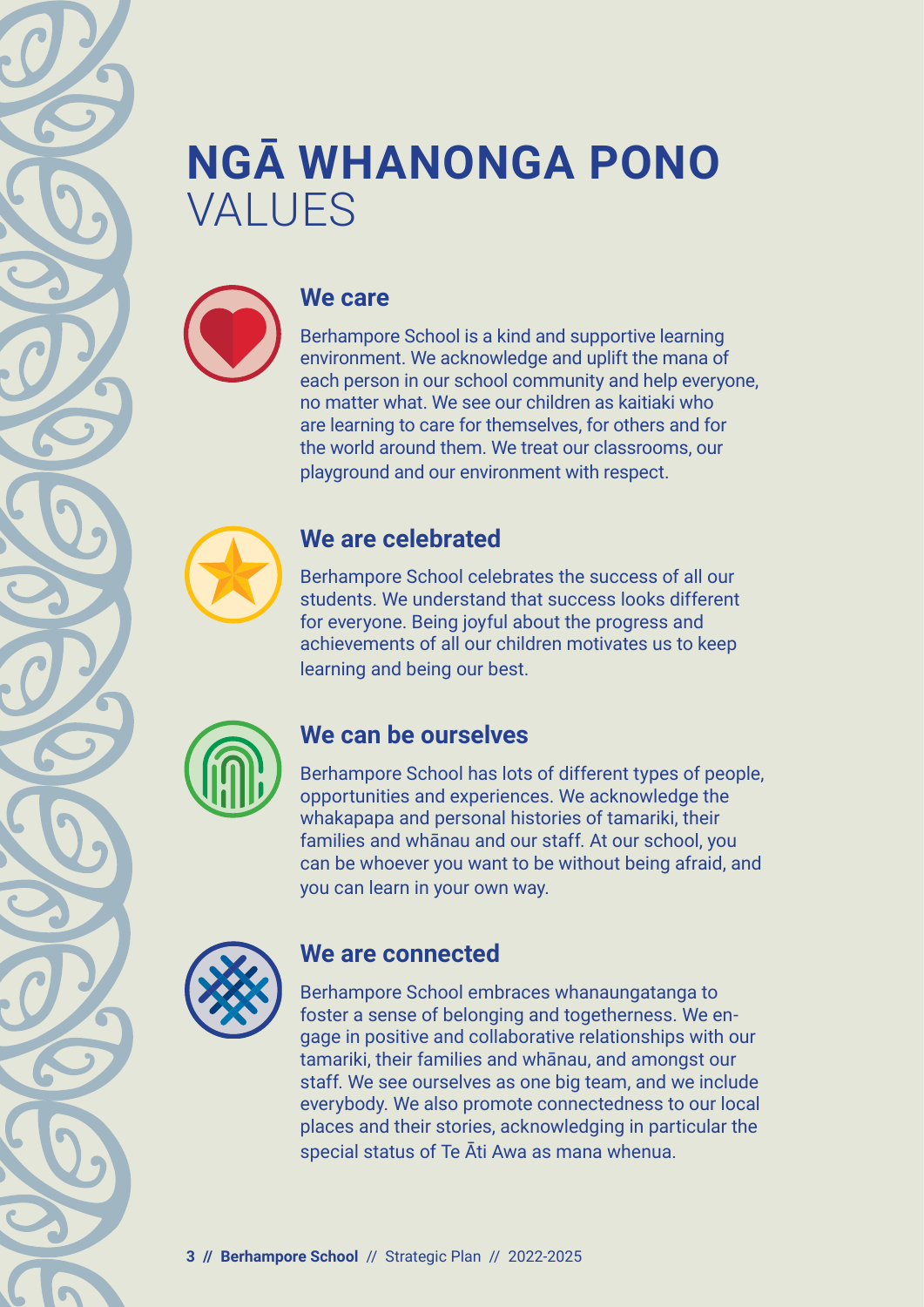# NGĀ WHANONGA PONO
VALUES

## We care

Berhampore School is a kind and supportive learning environment. We acknowledge and uplift the mana of each person in our school community and help everyone, no matter what. We see our children as kaitiaki who are learning to care for themselves, for others and for the world around them. We treat our classrooms, our playground and our environment with respect.

## We are celebrated

Berhampore School celebrates the success of all our students. We understand that success looks different for everyone. Being joyful about the progress and achievements of all our children motivates us to keep learning and being our best.

## We can be ourselves

Berhampore School has lots of different types of people, opportunities and experiences. We acknowledge the whakapapa and personal histories of tamariki, their families and whānau and our staff. At our school, you can be whoever you want to be without being afraid, and you can learn in your own way.

## We are connected

Berhampore School embraces whanaungatanga to foster a sense of belonging and togetherness. We engage in positive and collaborative relationships with our tamariki, their families and whānau, and amongst our staff. We see ourselves as one big team, and we include everybody. We also promote connectedness to our local places and their stories, acknowledging in particular the special status of Te Āti Awa as mana whenua.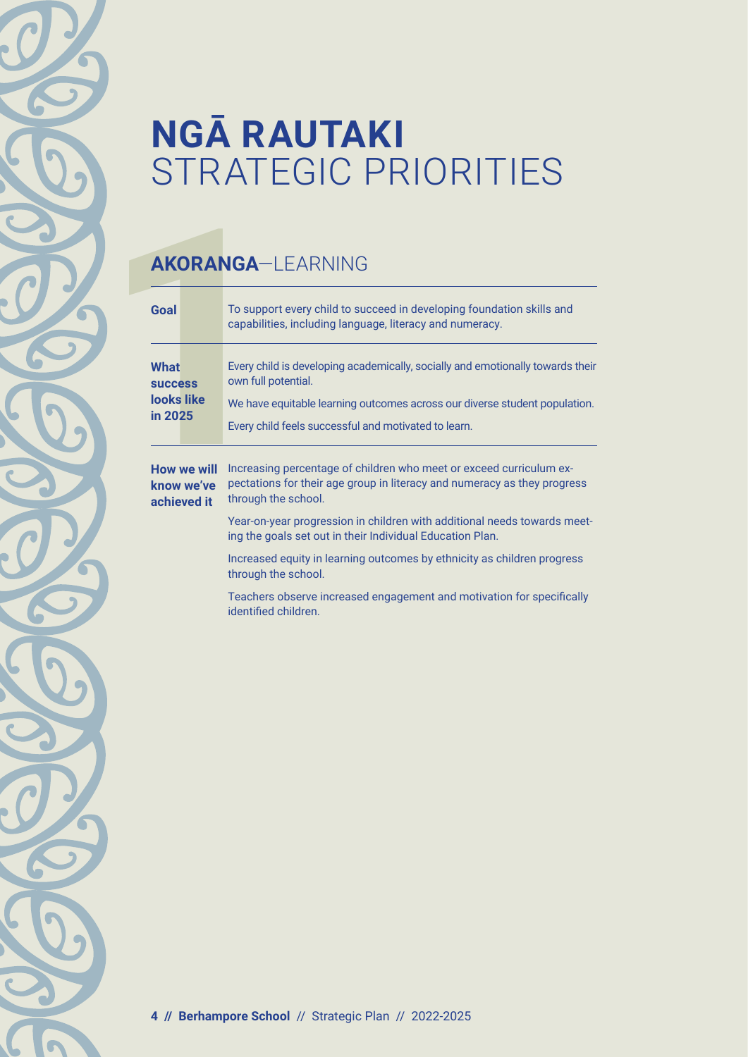# **NGĀ RAUTAKI** STRATEGIC PRIORITIES

## **AKORANGA**—LEARNING

| | |
|---|---|
| **Goal** | To support every child to succeed in developing foundation skills and capabilities, including language, literacy and numeracy. |
| **What success looks like in 2025** | Every child is developing academically, socially and emotionally towards their own full potential.<br><br>We have equitable learning outcomes across our diverse student population.<br><br>Every child feels successful and motivated to learn. |
| **How we will know we've achieved it** | Increasing percentage of children who meet or exceed curriculum expectations for their age group in literacy and numeracy as they progress through the school.<br><br>Year-on-year progression in children with additional needs towards meeting the goals set out in their Individual Education Plan.<br><br>Increased equity in learning outcomes by ethnicity as children progress through the school.<br><br>Teachers observe increased engagement and motivation for specifically identified children. |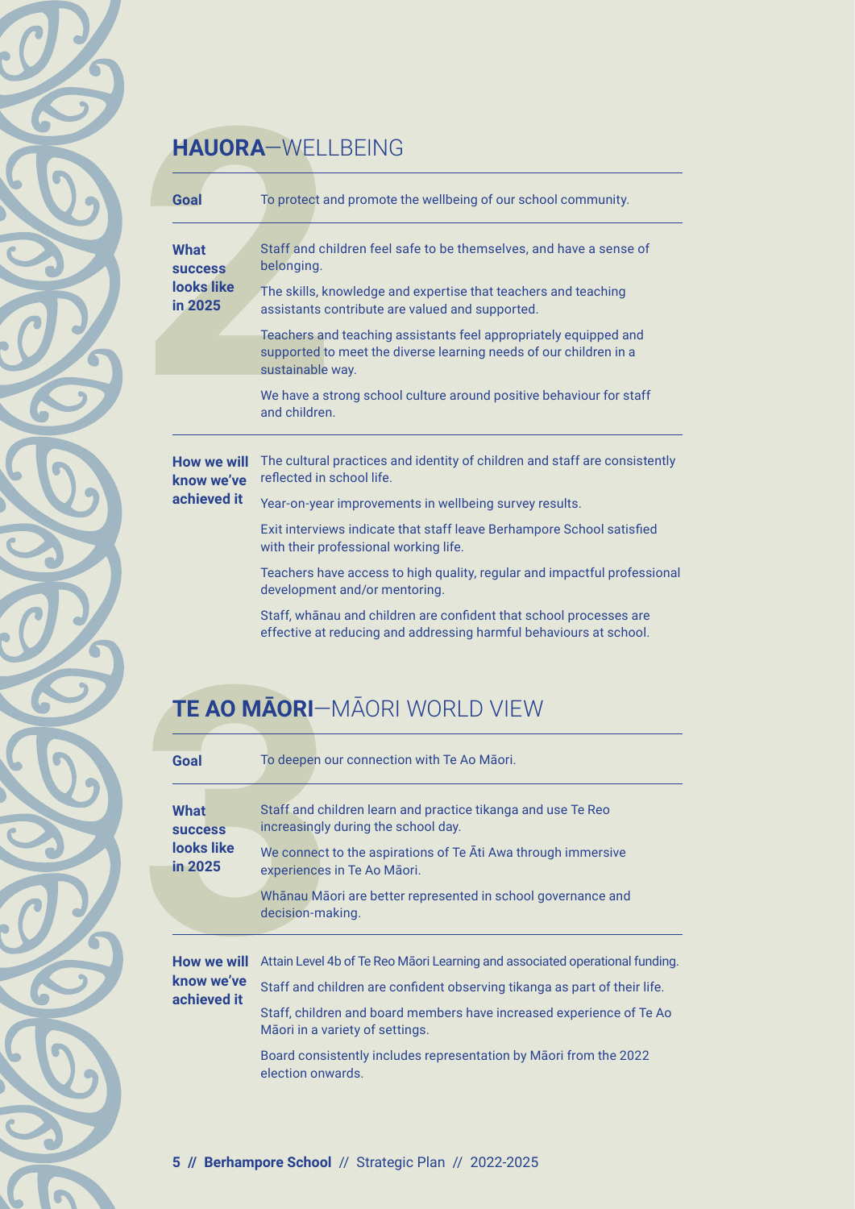## HAUORA—WELLBEING

| | |
|---|---|
| **Goal** | To protect and promote the wellbeing of our school community. |
| **What success looks like in 2025** | Staff and children feel safe to be themselves, and have a sense of belonging.<br><br>The skills, knowledge and expertise that teachers and teaching assistants contribute are valued and supported.<br><br>Teachers and teaching assistants feel appropriately equipped and supported to meet the diverse learning needs of our children in a sustainable way.<br><br>We have a strong school culture around positive behaviour for staff and children. |
| **How we will know we've achieved it** | The cultural practices and identity of children and staff are consistently reflected in school life.<br><br>Year-on-year improvements in wellbeing survey results.<br><br>Exit interviews indicate that staff leave Berhampore School satisfied with their professional working life.<br><br>Teachers have access to high quality, regular and impactful professional development and/or mentoring.<br><br>Staff, whānau and children are confident that school processes are effective at reducing and addressing harmful behaviours at school. |

## TE AO MĀORI—MĀORI WORLD VIEW

| | |
|---|---|
| **Goal** | To deepen our connection with Te Ao Māori. |
| **What success looks like in 2025** | Staff and children learn and practice tikanga and use Te Reo increasingly during the school day.<br><br>We connect to the aspirations of Te Āti Awa through immersive experiences in Te Ao Māori.<br><br>Whānau Māori are better represented in school governance and decision-making. |
| **How we will know we've achieved it** | Attain Level 4b of Te Reo Māori Learning and associated operational funding.<br><br>Staff and children are confident observing tikanga as part of their life.<br><br>Staff, children and board members have increased experience of Te Ao Māori in a variety of settings.<br><br>Board consistently includes representation by Māori from the 2022 election onwards. |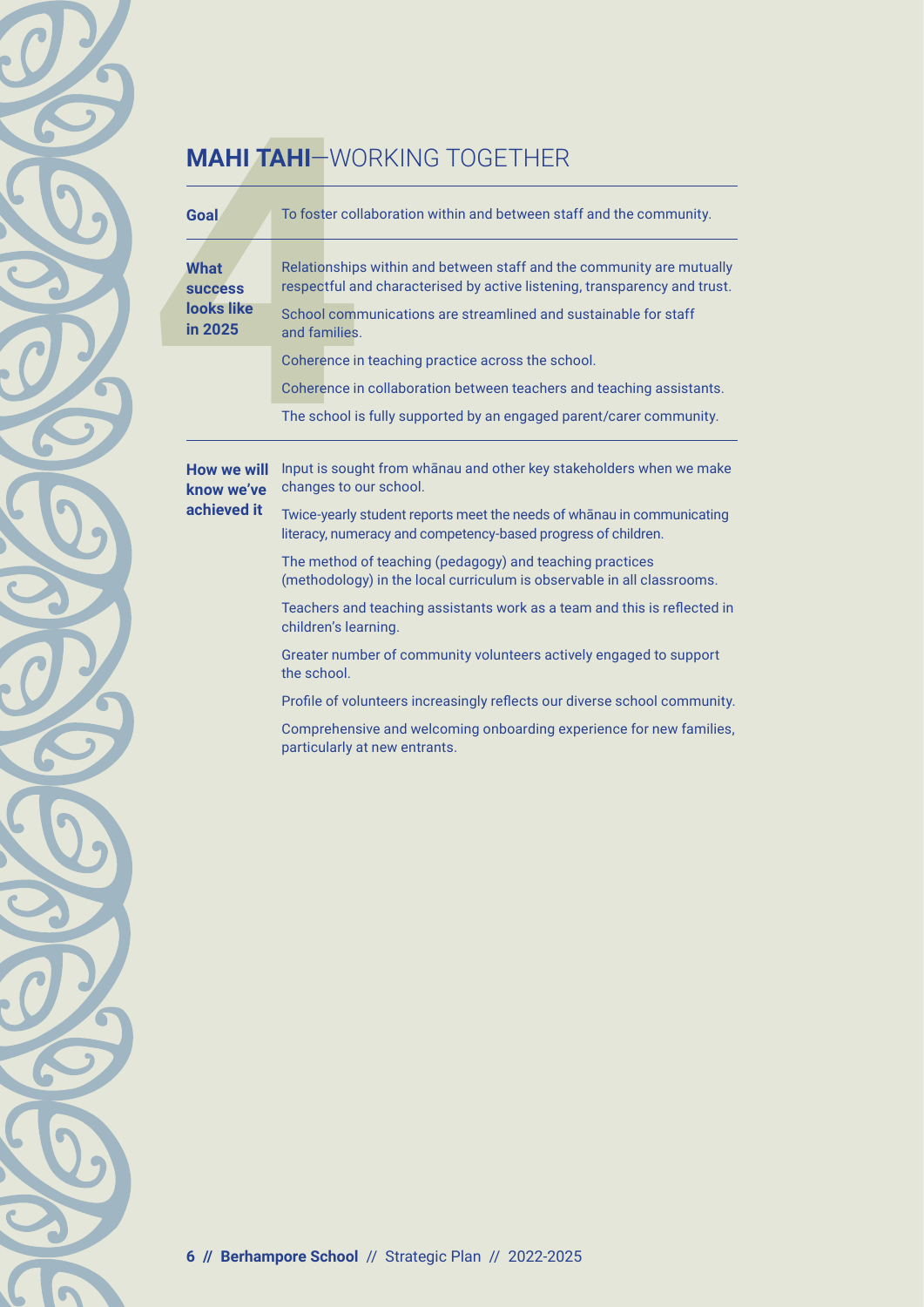## MAHI TAHI—WORKING TOGETHER

**Goal**

To foster collaboration within and between staff and the community.

**What success looks like in 2025**

Relationships within and between staff and the community are mutually respectful and characterised by active listening, transparency and trust.

School communications are streamlined and sustainable for staff and families.

Coherence in teaching practice across the school.

Coherence in collaboration between teachers and teaching assistants.

The school is fully supported by an engaged parent/carer community.

**How we will know we've achieved it**

Input is sought from whānau and other key stakeholders when we make changes to our school.

Twice-yearly student reports meet the needs of whānau in communicating literacy, numeracy and competency-based progress of children.

The method of teaching (pedagogy) and teaching practices (methodology) in the local curriculum is observable in all classrooms.

Teachers and teaching assistants work as a team and this is reflected in children's learning.

Greater number of community volunteers actively engaged to support the school.

Profile of volunteers increasingly reflects our diverse school community.

Comprehensive and welcoming onboarding experience for new families, particularly at new entrants.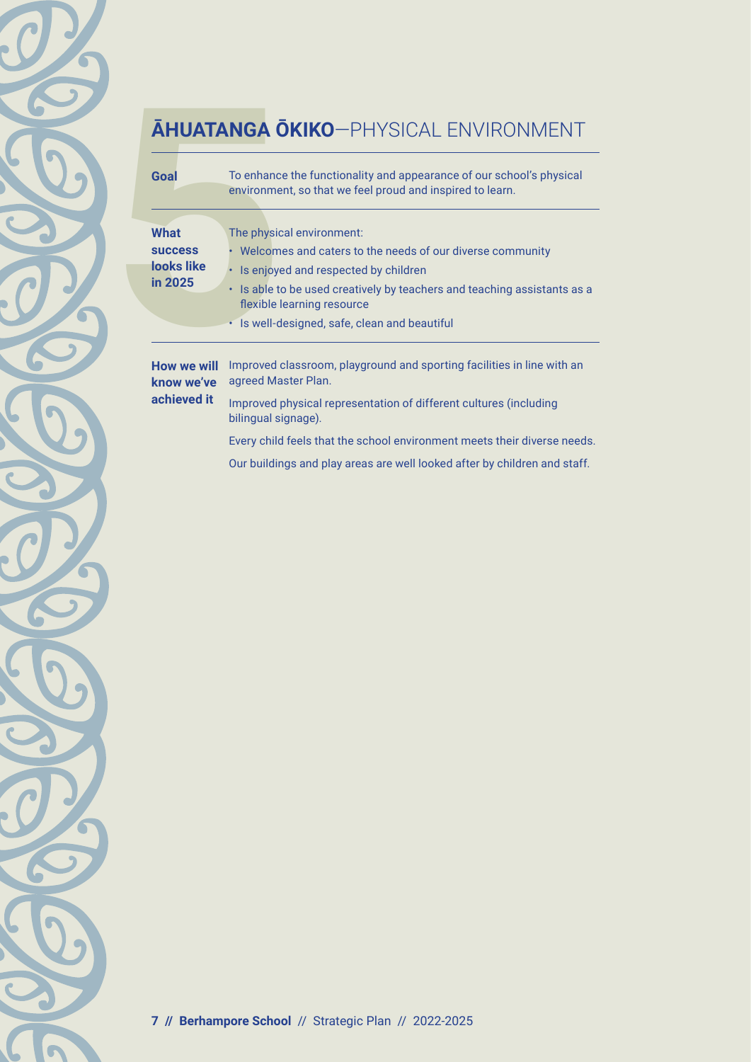## **ĀHUATANGA ŌKIKO**—PHYSICAL ENVIRONMENT

**Goal**

To enhance the functionality and appearance of our school's physical environment, so that we feel proud and inspired to learn.

**What success looks like in 2025**

The physical environment:

- Welcomes and caters to the needs of our diverse community
- Is enjoyed and respected by children
- Is able to be used creatively by teachers and teaching assistants as a flexible learning resource
- Is well-designed, safe, clean and beautiful

**How we will know we've achieved it**

Improved classroom, playground and sporting facilities in line with an agreed Master Plan.

Improved physical representation of different cultures (including bilingual signage).

Every child feels that the school environment meets their diverse needs.

Our buildings and play areas are well looked after by children and staff.